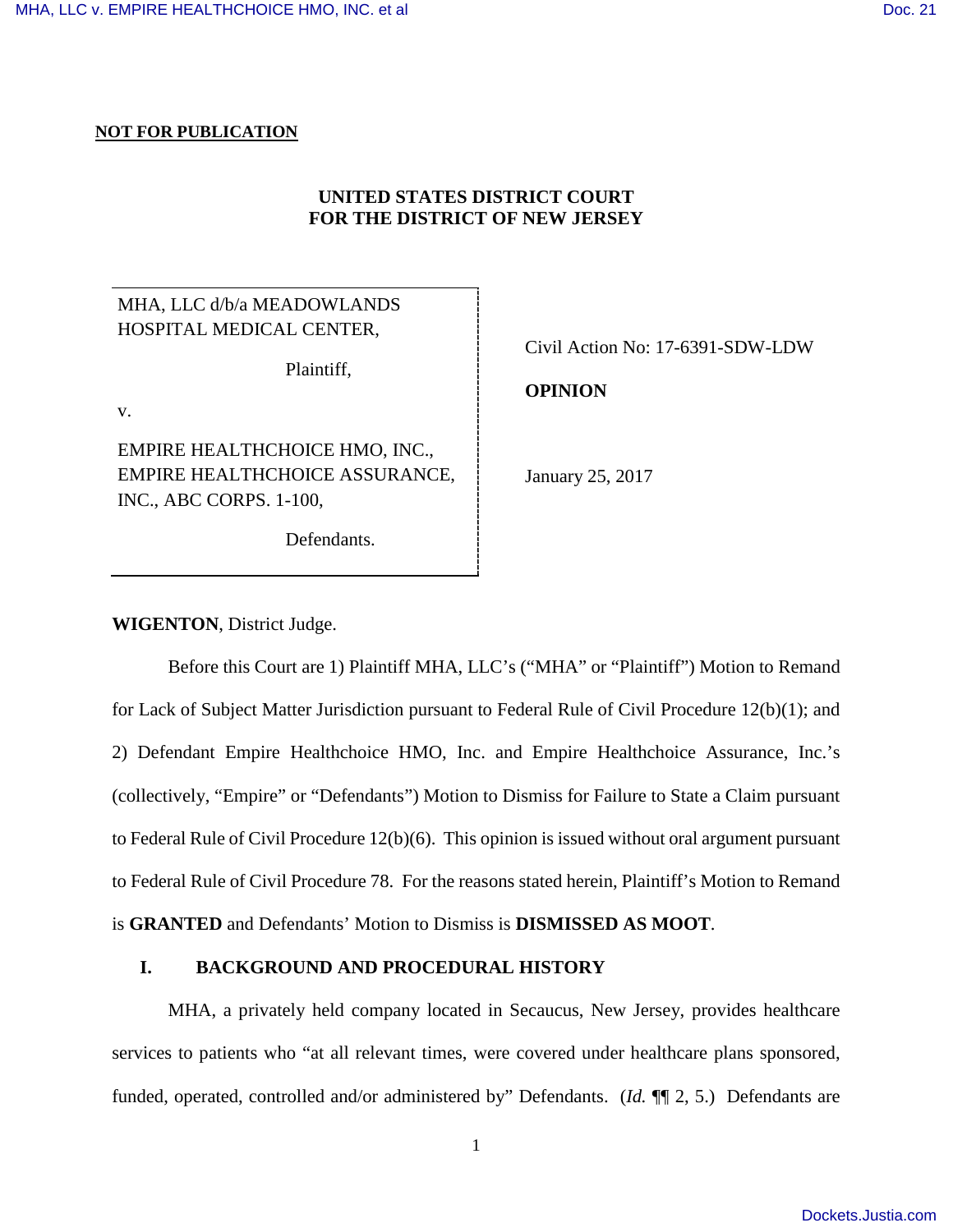**NOT FOR PUBLICATION**

**UNITED STATES DISTRICT COURT**
**FOR THE DISTRICT OF NEW JERSEY**

| | |
|---|---|
| MHA, LLC d/b/a MEADOWLANDS HOSPITAL MEDICAL CENTER,<br><br>Plaintiff,<br><br>v.<br><br>EMPIRE HEALTHCHOICE HMO, INC., EMPIRE HEALTHCHOICE ASSURANCE, INC., ABC CORPS. 1-100,<br><br>Defendants. | Civil Action No: 17-6391-SDW-LDW<br><br>**OPINION**<br><br>January 25, 2017 |

**WIGENTON**, District Judge.

Before this Court are 1) Plaintiff MHA, LLC's ("MHA" or "Plaintiff") Motion to Remand for Lack of Subject Matter Jurisdiction pursuant to Federal Rule of Civil Procedure 12(b)(1); and 2) Defendant Empire Healthchoice HMO, Inc. and Empire Healthchoice Assurance, Inc.'s (collectively, "Empire" or "Defendants") Motion to Dismiss for Failure to State a Claim pursuant to Federal Rule of Civil Procedure 12(b)(6). This opinion is issued without oral argument pursuant to Federal Rule of Civil Procedure 78. For the reasons stated herein, Plaintiff's Motion to Remand is **GRANTED** and Defendants' Motion to Dismiss is **DISMISSED AS MOOT**.

## I. BACKGROUND AND PROCEDURAL HISTORY

MHA, a privately held company located in Secaucus, New Jersey, provides healthcare services to patients who "at all relevant times, were covered under healthcare plans sponsored, funded, operated, controlled and/or administered by" Defendants. (*Id.* ¶¶ 2, 5.) Defendants are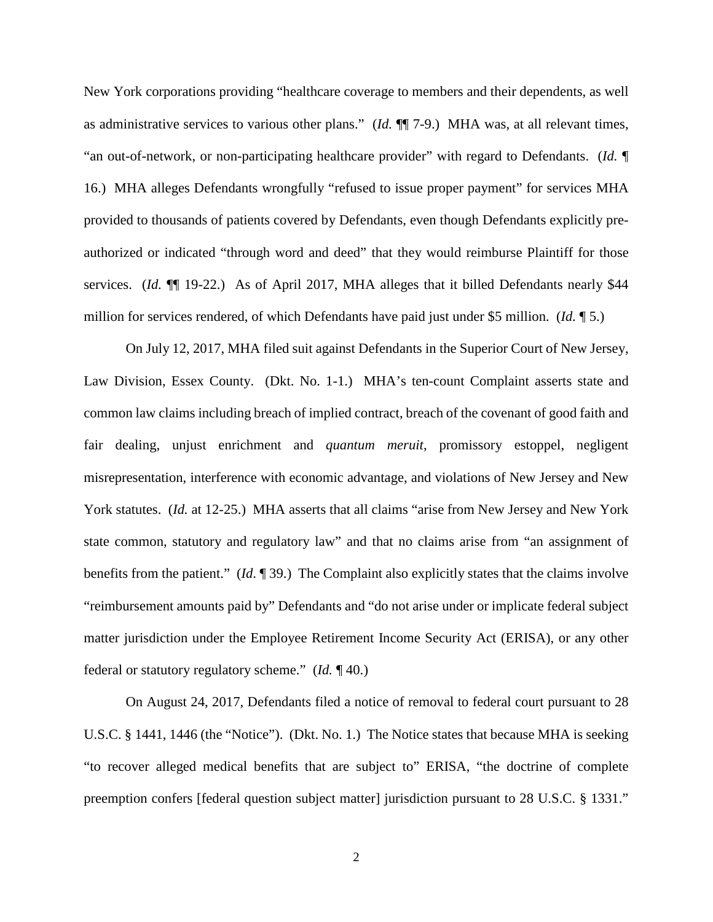New York corporations providing "healthcare coverage to members and their dependents, as well as administrative services to various other plans." (*Id.* ¶¶ 7-9.) MHA was, at all relevant times, "an out-of-network, or non-participating healthcare provider" with regard to Defendants. (*Id.* ¶ 16.) MHA alleges Defendants wrongfully "refused to issue proper payment" for services MHA provided to thousands of patients covered by Defendants, even though Defendants explicitly pre-authorized or indicated "through word and deed" that they would reimburse Plaintiff for those services. (*Id.* ¶¶ 19-22.) As of April 2017, MHA alleges that it billed Defendants nearly $44 million for services rendered, of which Defendants have paid just under $5 million. (*Id.* ¶ 5.)

On July 12, 2017, MHA filed suit against Defendants in the Superior Court of New Jersey, Law Division, Essex County. (Dkt. No. 1-1.) MHA's ten-count Complaint asserts state and common law claims including breach of implied contract, breach of the covenant of good faith and fair dealing, unjust enrichment and *quantum meruit*, promissory estoppel, negligent misrepresentation, interference with economic advantage, and violations of New Jersey and New York statutes. (*Id.* at 12-25.) MHA asserts that all claims "arise from New Jersey and New York state common, statutory and regulatory law" and that no claims arise from "an assignment of benefits from the patient." (*Id*. ¶ 39.) The Complaint also explicitly states that the claims involve "reimbursement amounts paid by" Defendants and "do not arise under or implicate federal subject matter jurisdiction under the Employee Retirement Income Security Act (ERISA), or any other federal or statutory regulatory scheme." (*Id.* ¶ 40.)

On August 24, 2017, Defendants filed a notice of removal to federal court pursuant to 28 U.S.C. § 1441, 1446 (the "Notice"). (Dkt. No. 1.) The Notice states that because MHA is seeking "to recover alleged medical benefits that are subject to" ERISA, "the doctrine of complete preemption confers [federal question subject matter] jurisdiction pursuant to 28 U.S.C. § 1331."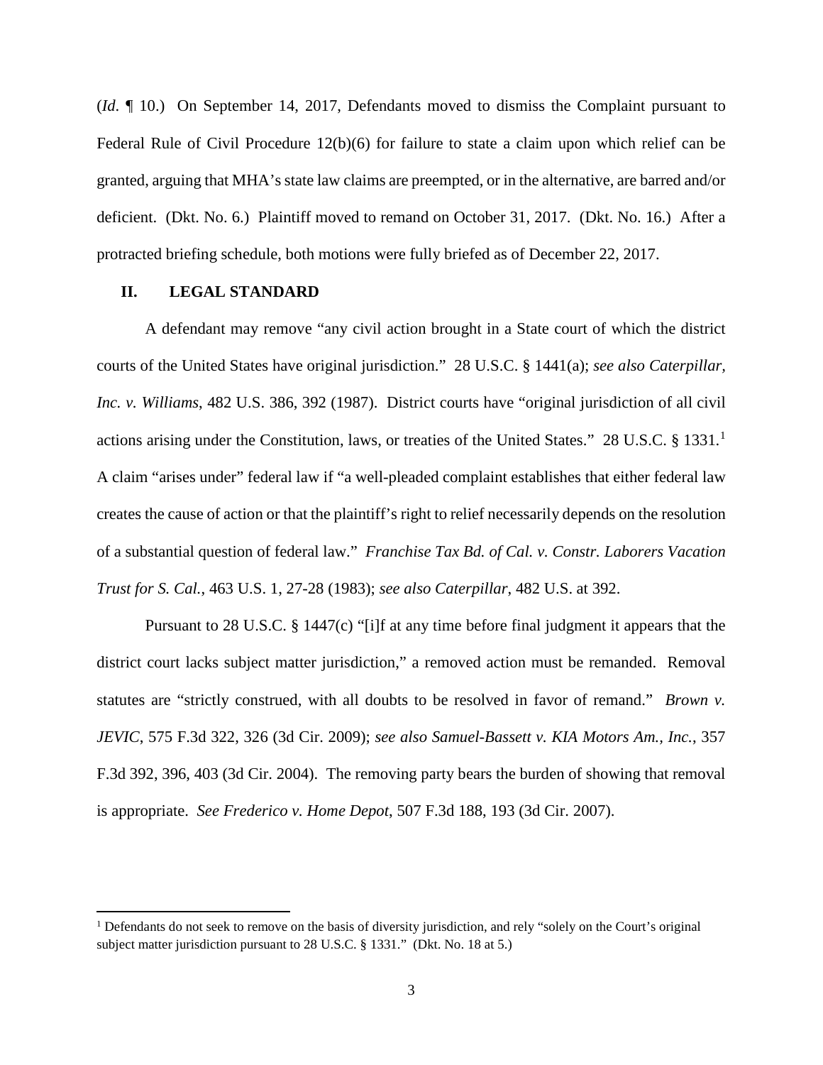(*Id*. ¶ 10.) On September 14, 2017, Defendants moved to dismiss the Complaint pursuant to Federal Rule of Civil Procedure 12(b)(6) for failure to state a claim upon which relief can be granted, arguing that MHA's state law claims are preempted, or in the alternative, are barred and/or deficient. (Dkt. No. 6.) Plaintiff moved to remand on October 31, 2017. (Dkt. No. 16.) After a protracted briefing schedule, both motions were fully briefed as of December 22, 2017.

## II. LEGAL STANDARD

A defendant may remove "any civil action brought in a State court of which the district courts of the United States have original jurisdiction." 28 U.S.C. § 1441(a); *see also Caterpillar, Inc. v. Williams*, 482 U.S. 386, 392 (1987). District courts have "original jurisdiction of all civil actions arising under the Constitution, laws, or treaties of the United States." 28 U.S.C. § 1331.[1] A claim "arises under" federal law if "a well-pleaded complaint establishes that either federal law creates the cause of action or that the plaintiff's right to relief necessarily depends on the resolution of a substantial question of federal law." *Franchise Tax Bd. of Cal. v. Constr. Laborers Vacation Trust for S. Cal.*, 463 U.S. 1, 27-28 (1983); *see also Caterpillar*, 482 U.S. at 392.

Pursuant to 28 U.S.C. § 1447(c) "[i]f at any time before final judgment it appears that the district court lacks subject matter jurisdiction," a removed action must be remanded. Removal statutes are "strictly construed, with all doubts to be resolved in favor of remand." *Brown v. JEVIC*, 575 F.3d 322, 326 (3d Cir. 2009); *see also Samuel-Bassett v. KIA Motors Am., Inc.*, 357 F.3d 392, 396, 403 (3d Cir. 2004). The removing party bears the burden of showing that removal is appropriate. *See Frederico v. Home Depot*, 507 F.3d 188, 193 (3d Cir. 2007).

---

[1] Defendants do not seek to remove on the basis of diversity jurisdiction, and rely "solely on the Court's original subject matter jurisdiction pursuant to 28 U.S.C. § 1331." (Dkt. No. 18 at 5.)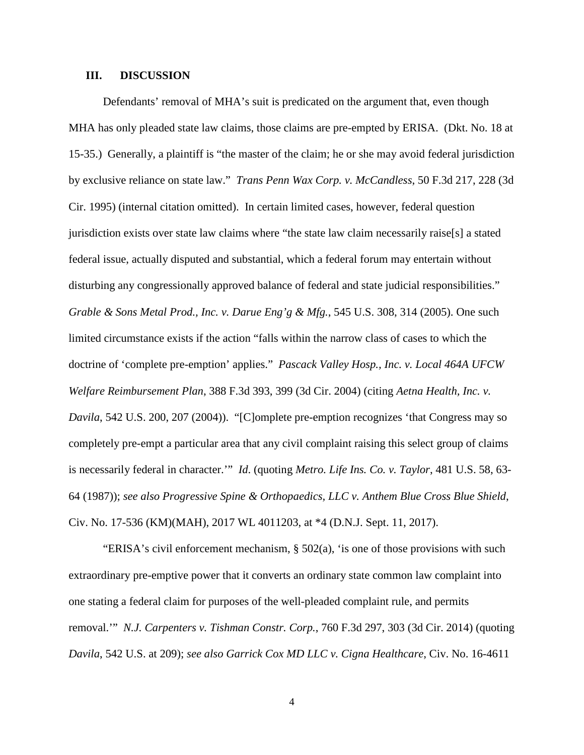## III. DISCUSSION

Defendants' removal of MHA's suit is predicated on the argument that, even though MHA has only pleaded state law claims, those claims are pre-empted by ERISA. (Dkt. No. 18 at 15-35.) Generally, a plaintiff is "the master of the claim; he or she may avoid federal jurisdiction by exclusive reliance on state law." *Trans Penn Wax Corp. v. McCandless*, 50 F.3d 217, 228 (3d Cir. 1995) (internal citation omitted). In certain limited cases, however, federal question jurisdiction exists over state law claims where "the state law claim necessarily raise[s] a stated federal issue, actually disputed and substantial, which a federal forum may entertain without disturbing any congressionally approved balance of federal and state judicial responsibilities." *Grable & Sons Metal Prod., Inc. v. Darue Eng'g & Mfg.*, 545 U.S. 308, 314 (2005). One such limited circumstance exists if the action "falls within the narrow class of cases to which the doctrine of 'complete pre-emption' applies." *Pascack Valley Hosp., Inc. v. Local 464A UFCW Welfare Reimbursement Plan*, 388 F.3d 393, 399 (3d Cir. 2004) (citing *Aetna Health, Inc. v. Davila*, 542 U.S. 200, 207 (2004)). "[C]omplete pre-emption recognizes 'that Congress may so completely pre-empt a particular area that any civil complaint raising this select group of claims is necessarily federal in character.'" *Id.* (quoting *Metro. Life Ins. Co. v. Taylor*, 481 U.S. 58, 63-64 (1987)); *see also Progressive Spine & Orthopaedics, LLC v. Anthem Blue Cross Blue Shield*, Civ. No. 17-536 (KM)(MAH), 2017 WL 4011203, at *4 (D.N.J. Sept. 11, 2017).

"ERISA's civil enforcement mechanism, § 502(a), 'is one of those provisions with such extraordinary pre-emptive power that it converts an ordinary state common law complaint into one stating a federal claim for purposes of the well-pleaded complaint rule, and permits removal.'" *N.J. Carpenters v. Tishman Constr. Corp.*, 760 F.3d 297, 303 (3d Cir. 2014) (quoting *Davila*, 542 U.S. at 209); *see also Garrick Cox MD LLC v. Cigna Healthcare*, Civ. No. 16-4611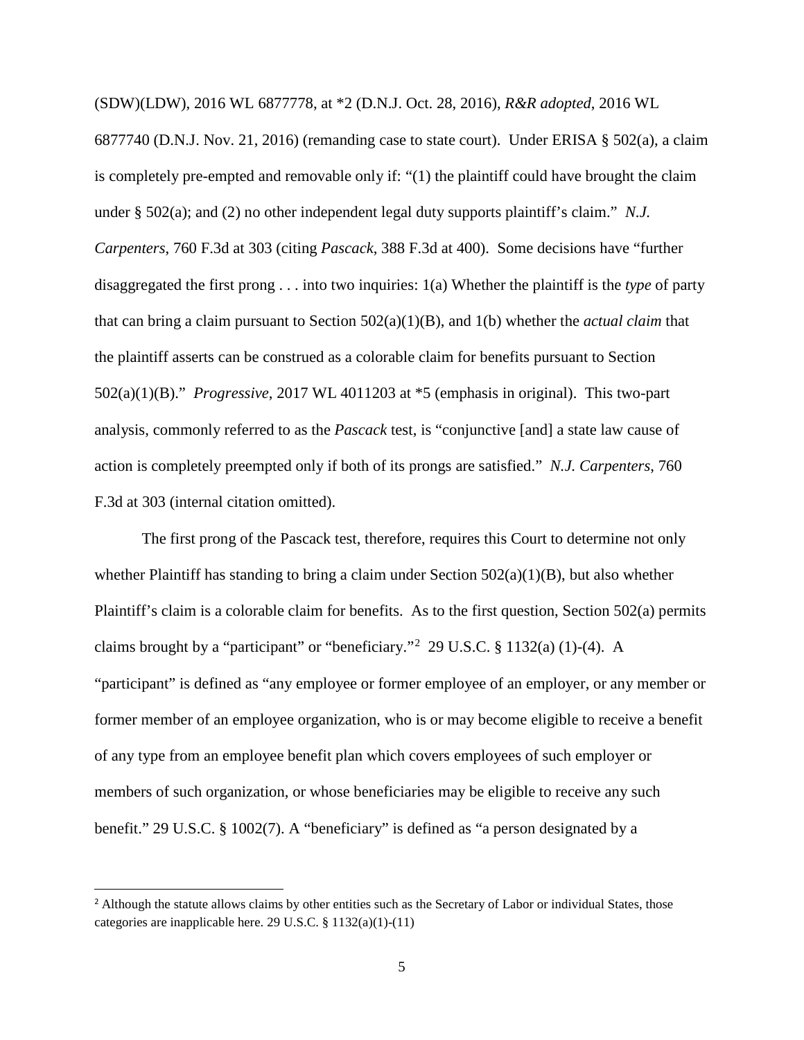(SDW)(LDW), 2016 WL 6877778, at *2 (D.N.J. Oct. 28, 2016), *R&R adopted*, 2016 WL 6877740 (D.N.J. Nov. 21, 2016) (remanding case to state court). Under ERISA § 502(a), a claim is completely pre-empted and removable only if: "(1) the plaintiff could have brought the claim under § 502(a); and (2) no other independent legal duty supports plaintiff's claim." *N.J. Carpenters*, 760 F.3d at 303 (citing *Pascack*, 388 F.3d at 400). Some decisions have "further disaggregated the first prong . . . into two inquiries: 1(a) Whether the plaintiff is the *type* of party that can bring a claim pursuant to Section 502(a)(1)(B), and 1(b) whether the *actual claim* that the plaintiff asserts can be construed as a colorable claim for benefits pursuant to Section 502(a)(1)(B)." *Progressive*, 2017 WL 4011203 at *5 (emphasis in original). This two-part analysis, commonly referred to as the *Pascack* test, is "conjunctive [and] a state law cause of action is completely preempted only if both of its prongs are satisfied." *N.J. Carpenters*, 760 F.3d at 303 (internal citation omitted).

The first prong of the Pascack test, therefore, requires this Court to determine not only whether Plaintiff has standing to bring a claim under Section 502(a)(1)(B), but also whether Plaintiff's claim is a colorable claim for benefits. As to the first question, Section 502(a) permits claims brought by a "participant" or "beneficiary."[2] 29 U.S.C. § 1132(a) (1)-(4). A "participant" is defined as "any employee or former employee of an employer, or any member or former member of an employee organization, who is or may become eligible to receive a benefit of any type from an employee benefit plan which covers employees of such employer or members of such organization, or whose beneficiaries may be eligible to receive any such benefit." 29 U.S.C. § 1002(7). A "beneficiary" is defined as "a person designated by a

[2] Although the statute allows claims by other entities such as the Secretary of Labor or individual States, those categories are inapplicable here. 29 U.S.C. § 1132(a)(1)-(11)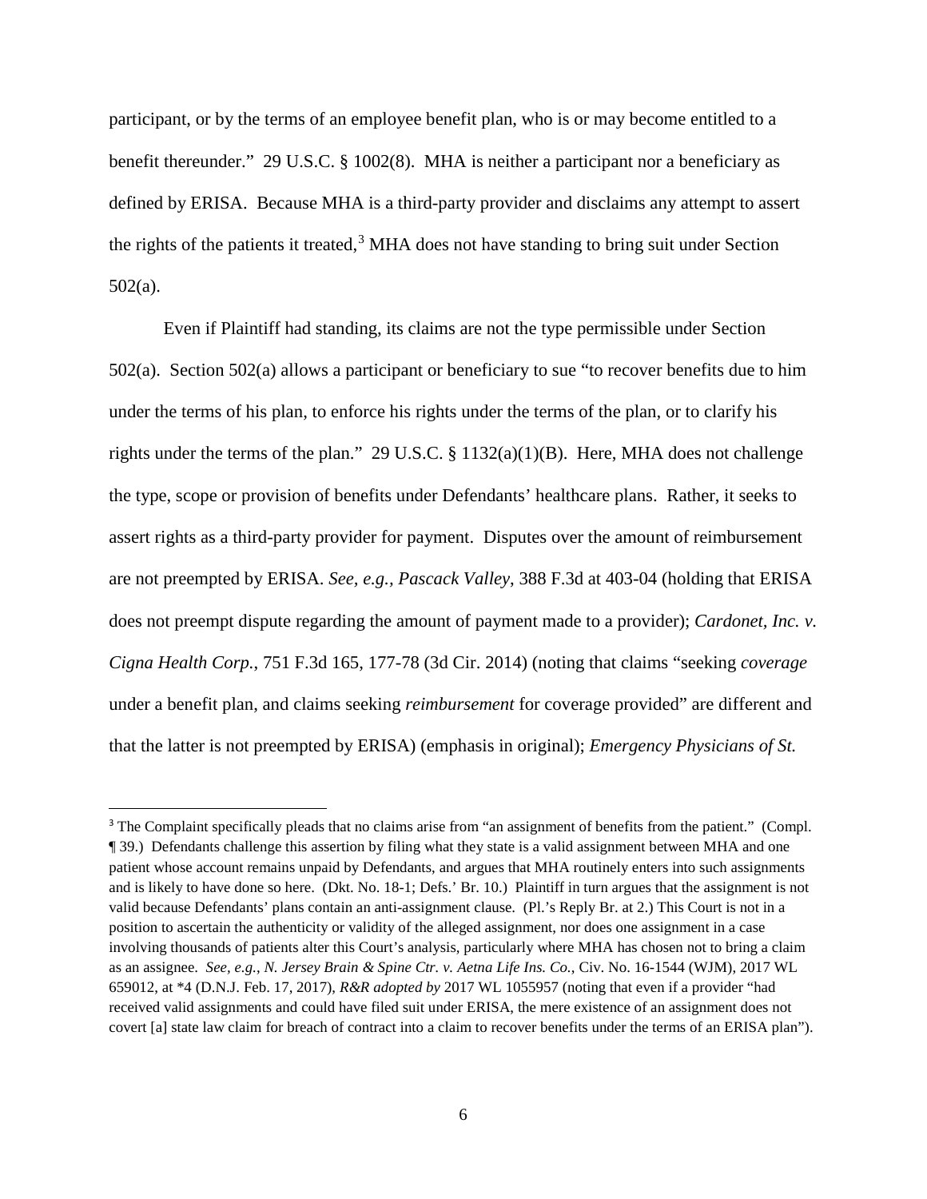participant, or by the terms of an employee benefit plan, who is or may become entitled to a benefit thereunder." 29 U.S.C. § 1002(8). MHA is neither a participant nor a beneficiary as defined by ERISA. Because MHA is a third-party provider and disclaims any attempt to assert the rights of the patients it treated,[3] MHA does not have standing to bring suit under Section 502(a).

Even if Plaintiff had standing, its claims are not the type permissible under Section 502(a). Section 502(a) allows a participant or beneficiary to sue "to recover benefits due to him under the terms of his plan, to enforce his rights under the terms of the plan, or to clarify his rights under the terms of the plan." 29 U.S.C. § 1132(a)(1)(B). Here, MHA does not challenge the type, scope or provision of benefits under Defendants' healthcare plans. Rather, it seeks to assert rights as a third-party provider for payment. Disputes over the amount of reimbursement are not preempted by ERISA. *See, e.g.*, *Pascack Valley*, 388 F.3d at 403-04 (holding that ERISA does not preempt dispute regarding the amount of payment made to a provider); *Cardonet, Inc. v. Cigna Health Corp.*, 751 F.3d 165, 177-78 (3d Cir. 2014) (noting that claims "seeking *coverage* under a benefit plan, and claims seeking *reimbursement* for coverage provided" are different and that the latter is not preempted by ERISA) (emphasis in original); *Emergency Physicians of St.*

---

[3] The Complaint specifically pleads that no claims arise from "an assignment of benefits from the patient." (Compl. ¶ 39.) Defendants challenge this assertion by filing what they state is a valid assignment between MHA and one patient whose account remains unpaid by Defendants, and argues that MHA routinely enters into such assignments and is likely to have done so here. (Dkt. No. 18-1; Defs.' Br. 10.) Plaintiff in turn argues that the assignment is not valid because Defendants' plans contain an anti-assignment clause. (Pl.'s Reply Br. at 2.) This Court is not in a position to ascertain the authenticity or validity of the alleged assignment, nor does one assignment in a case involving thousands of patients alter this Court's analysis, particularly where MHA has chosen not to bring a claim as an assignee. *See, e.g.*, *N. Jersey Brain & Spine Ctr. v. Aetna Life Ins. Co.*, Civ. No. 16-1544 (WJM), 2017 WL 659012, at *4 (D.N.J. Feb. 17, 2017), *R&R adopted by* 2017 WL 1055957 (noting that even if a provider "had received valid assignments and could have filed suit under ERISA, the mere existence of an assignment does not covert [a] state law claim for breach of contract into a claim to recover benefits under the terms of an ERISA plan").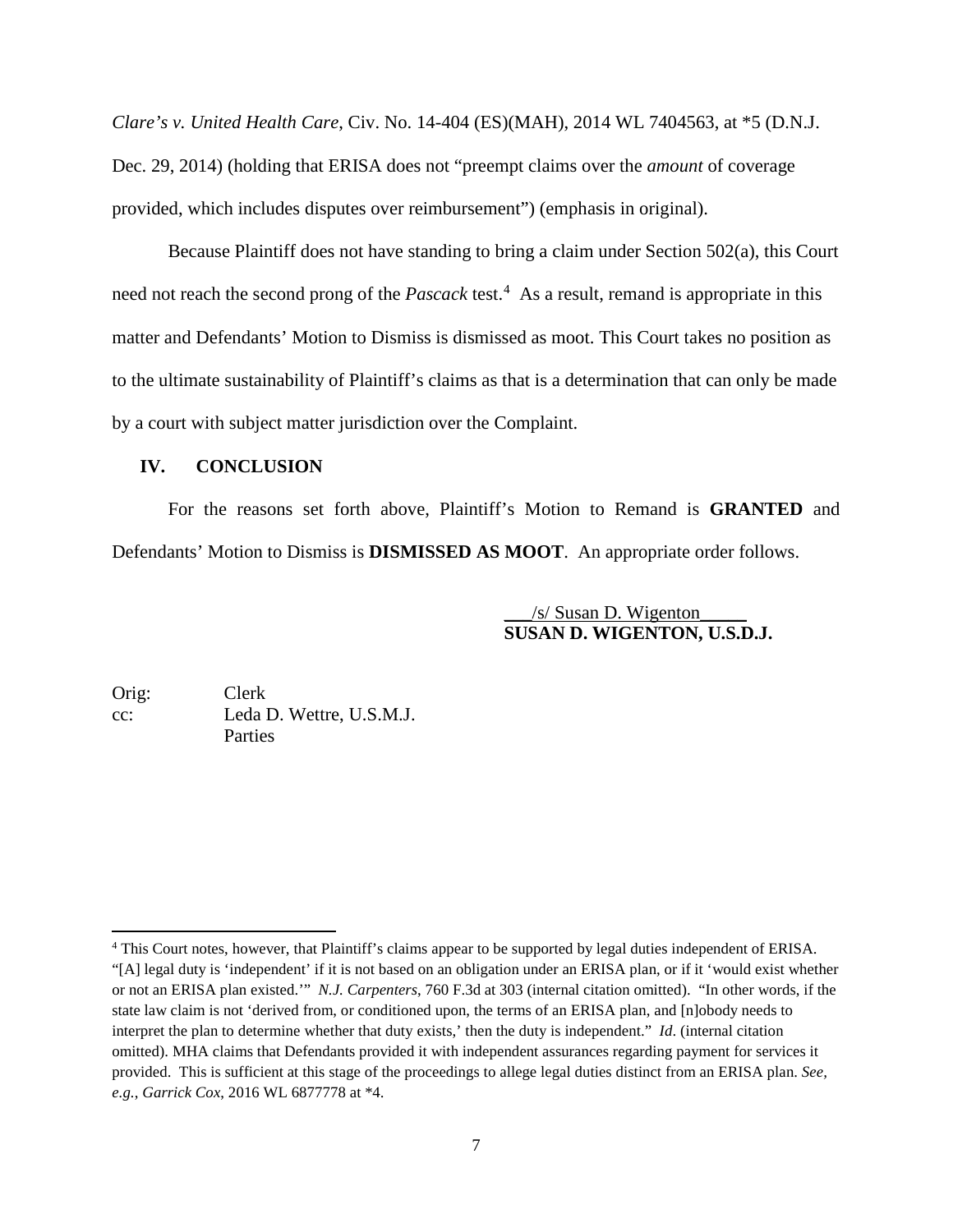*Clare's v. United Health Care*, Civ. No. 14-404 (ES)(MAH), 2014 WL 7404563, at *5 (D.N.J. Dec. 29, 2014) (holding that ERISA does not "preempt claims over the *amount* of coverage provided, which includes disputes over reimbursement") (emphasis in original).

Because Plaintiff does not have standing to bring a claim under Section 502(a), this Court need not reach the second prong of the *Pascack* test.[4] As a result, remand is appropriate in this matter and Defendants' Motion to Dismiss is dismissed as moot. This Court takes no position as to the ultimate sustainability of Plaintiff's claims as that is a determination that can only be made by a court with subject matter jurisdiction over the Complaint.

## IV. CONCLUSION

For the reasons set forth above, Plaintiff's Motion to Remand is **GRANTED** and Defendants' Motion to Dismiss is **DISMISSED AS MOOT**. An appropriate order follows.

/s/ Susan D. Wigenton
**SUSAN D. WIGENTON, U.S.D.J.**

Orig: Clerk
cc: Leda D. Wettre, U.S.M.J.
Parties

---

[4] This Court notes, however, that Plaintiff's claims appear to be supported by legal duties independent of ERISA. "[A] legal duty is 'independent' if it is not based on an obligation under an ERISA plan, or if it 'would exist whether or not an ERISA plan existed.'" *N.J. Carpenters*, 760 F.3d at 303 (internal citation omitted). "In other words, if the state law claim is not 'derived from, or conditioned upon, the terms of an ERISA plan, and [n]obody needs to interpret the plan to determine whether that duty exists,' then the duty is independent." *Id*. (internal citation omitted). MHA claims that Defendants provided it with independent assurances regarding payment for services it provided. This is sufficient at this stage of the proceedings to allege legal duties distinct from an ERISA plan. *See, e.g.*, *Garrick Cox*, 2016 WL 6877778 at *4.